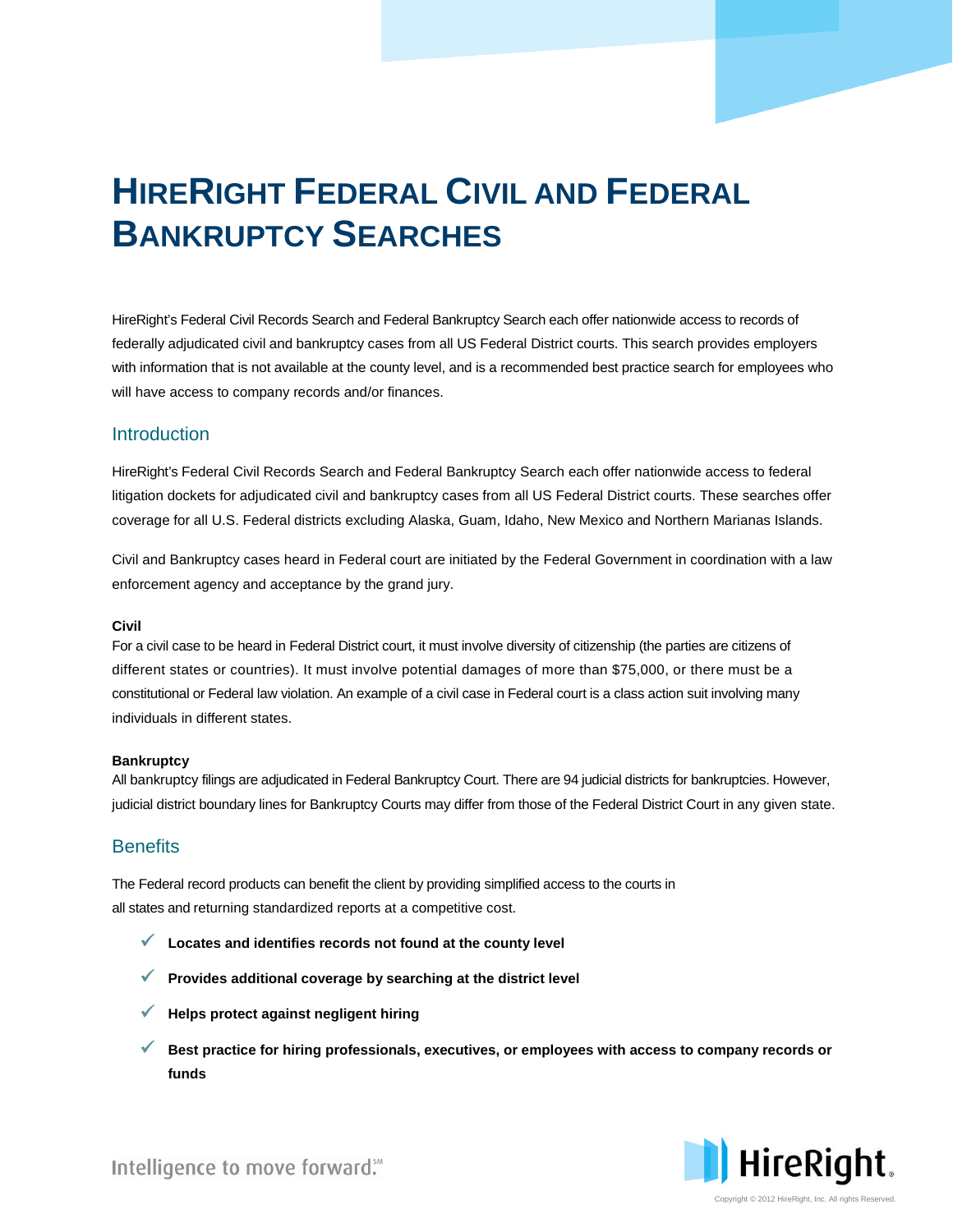# HireRight Federal Civil and Federal Bankruptcy Searches

HireRight's Federal Civil Records Search and Federal Bankruptcy Search each offer nationwide access to records of federally adjudicated civil and bankruptcy cases from all US Federal District courts. This search provides employers with information that is not available at the county level, and is a recommended best practice search for employees who will have access to company records and/or finances.

## Introduction

HireRight's Federal Civil Records Search and Federal Bankruptcy Search each offer nationwide access to federal litigation dockets for adjudicated civil and bankruptcy cases from all US Federal District courts. These searches offer coverage for all U.S. Federal districts excluding Alaska, Guam, Idaho, New Mexico and Northern Marianas Islands.

Civil and Bankruptcy cases heard in Federal court are initiated by the Federal Government in coordination with a law enforcement agency and acceptance by the grand jury.

**Civil**

For a civil case to be heard in Federal District court, it must involve diversity of citizenship (the parties are citizens of different states or countries). It must involve potential damages of more than $75,000, or there must be a constitutional or Federal law violation. An example of a civil case in Federal court is a class action suit involving many individuals in different states.

**Bankruptcy**

All bankruptcy filings are adjudicated in Federal Bankruptcy Court. There are 94 judicial districts for bankruptcies. However, judicial district boundary lines for Bankruptcy Courts may differ from those of the Federal District Court in any given state.

## Benefits

The Federal record products can benefit the client by providing simplified access to the courts in all states and returning standardized reports at a competitive cost.

- ✓ **Locates and identifies records not found at the county level**
- ✓ **Provides additional coverage by searching at the district level**
- ✓ **Helps protect against negligent hiring**
- ✓ **Best practice for hiring professionals, executives, or employees with access to company records or funds**

Intelligence to move forward.℠

HireRight.

Copyright © 2012 HireRight, Inc. All rights Reserved.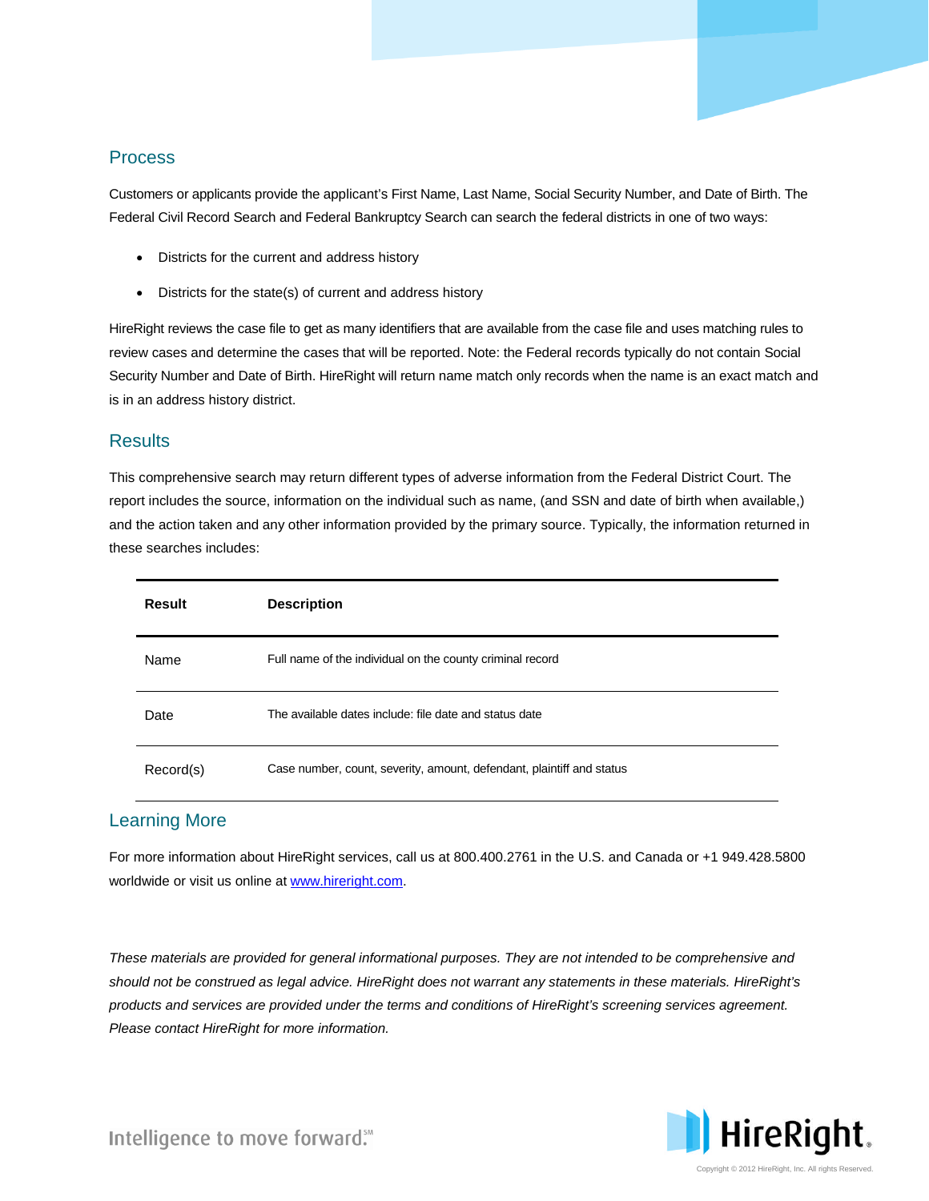## Process

Customers or applicants provide the applicant's First Name, Last Name, Social Security Number, and Date of Birth. The Federal Civil Record Search and Federal Bankruptcy Search can search the federal districts in one of two ways:

- Districts for the current and address history
- Districts for the state(s) of current and address history

HireRight reviews the case file to get as many identifiers that are available from the case file and uses matching rules to review cases and determine the cases that will be reported. Note: the Federal records typically do not contain Social Security Number and Date of Birth. HireRight will return name match only records when the name is an exact match and is in an address history district.

## Results

This comprehensive search may return different types of adverse information from the Federal District Court. The report includes the source, information on the individual such as name, (and SSN and date of birth when available,) and the action taken and any other information provided by the primary source. Typically, the information returned in these searches includes:

| Result | Description |
|---|---|
| Name | Full name of the individual on the county criminal record |
| Date | The available dates include: file date and status date |
| Record(s) | Case number, count, severity, amount, defendant, plaintiff and status |

## Learning More

For more information about HireRight services, call us at 800.400.2761 in the U.S. and Canada or +1 949.428.5800 worldwide or visit us online at [www.hireright.com](http://www.hireright.com).

*These materials are provided for general informational purposes. They are not intended to be comprehensive and should not be construed as legal advice. HireRight does not warrant any statements in these materials. HireRight's products and services are provided under the terms and conditions of HireRight's screening services agreement. Please contact HireRight for more information.*

Intelligence to move forward.℠

HireRight

Copyright © 2012 HireRight, Inc. All rights Reserved.